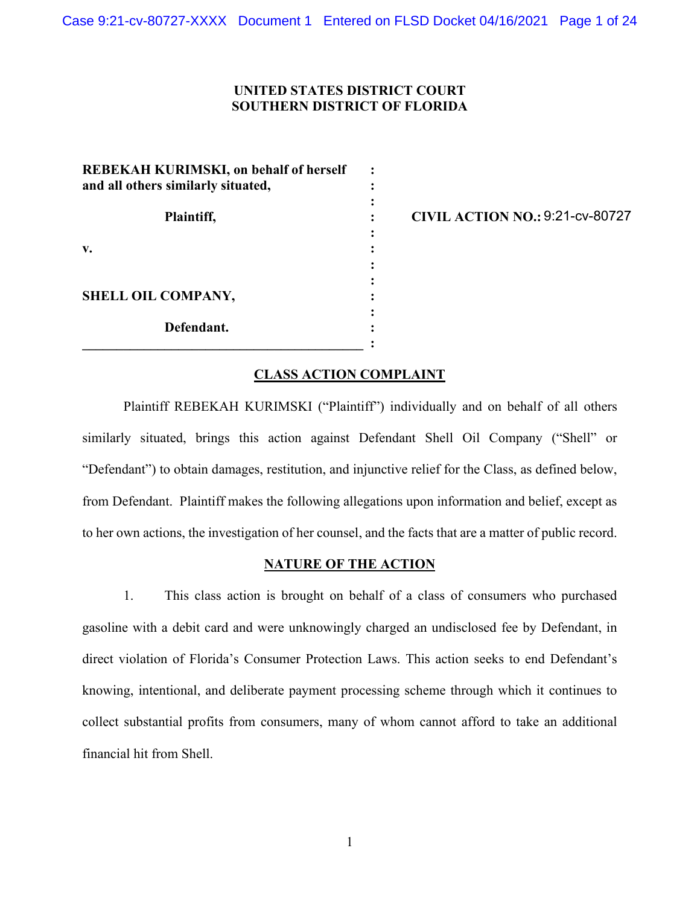**UNITED STATES DISTRICT COURT**
**SOUTHERN DISTRICT OF FLORIDA**

| | | |
|---|---|---|
| **REBEKAH KURIMSKI, on behalf of herself and all others similarly situated,** | : | |
| **Plaintiff,** | : | **CIVIL ACTION NO.:** 9:21-cv-80727 |
| **v.** | : | |
| **SHELL OIL COMPANY,** | : | |
| **Defendant.** | : | |

## CLASS ACTION COMPLAINT

Plaintiff REBEKAH KURIMSKI ("Plaintiff") individually and on behalf of all others similarly situated, brings this action against Defendant Shell Oil Company ("Shell" or "Defendant") to obtain damages, restitution, and injunctive relief for the Class, as defined below, from Defendant. Plaintiff makes the following allegations upon information and belief, except as to her own actions, the investigation of her counsel, and the facts that are a matter of public record.

## NATURE OF THE ACTION

1. This class action is brought on behalf of a class of consumers who purchased gasoline with a debit card and were unknowingly charged an undisclosed fee by Defendant, in direct violation of Florida's Consumer Protection Laws. This action seeks to end Defendant's knowing, intentional, and deliberate payment processing scheme through which it continues to collect substantial profits from consumers, many of whom cannot afford to take an additional financial hit from Shell.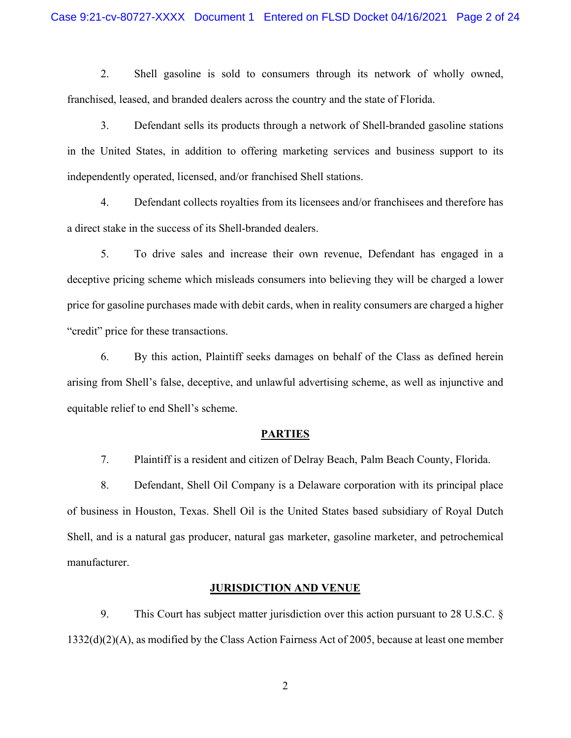2. Shell gasoline is sold to consumers through its network of wholly owned, franchised, leased, and branded dealers across the country and the state of Florida.

3. Defendant sells its products through a network of Shell-branded gasoline stations in the United States, in addition to offering marketing services and business support to its independently operated, licensed, and/or franchised Shell stations.

4. Defendant collects royalties from its licensees and/or franchisees and therefore has a direct stake in the success of its Shell-branded dealers.

5. To drive sales and increase their own revenue, Defendant has engaged in a deceptive pricing scheme which misleads consumers into believing they will be charged a lower price for gasoline purchases made with debit cards, when in reality consumers are charged a higher "credit" price for these transactions.

6. By this action, Plaintiff seeks damages on behalf of the Class as defined herein arising from Shell's false, deceptive, and unlawful advertising scheme, as well as injunctive and equitable relief to end Shell's scheme.

## PARTIES

7. Plaintiff is a resident and citizen of Delray Beach, Palm Beach County, Florida.

8. Defendant, Shell Oil Company is a Delaware corporation with its principal place of business in Houston, Texas. Shell Oil is the United States based subsidiary of Royal Dutch Shell, and is a natural gas producer, natural gas marketer, gasoline marketer, and petrochemical manufacturer.

## JURISDICTION AND VENUE

9. This Court has subject matter jurisdiction over this action pursuant to 28 U.S.C. § 1332(d)(2)(A), as modified by the Class Action Fairness Act of 2005, because at least one member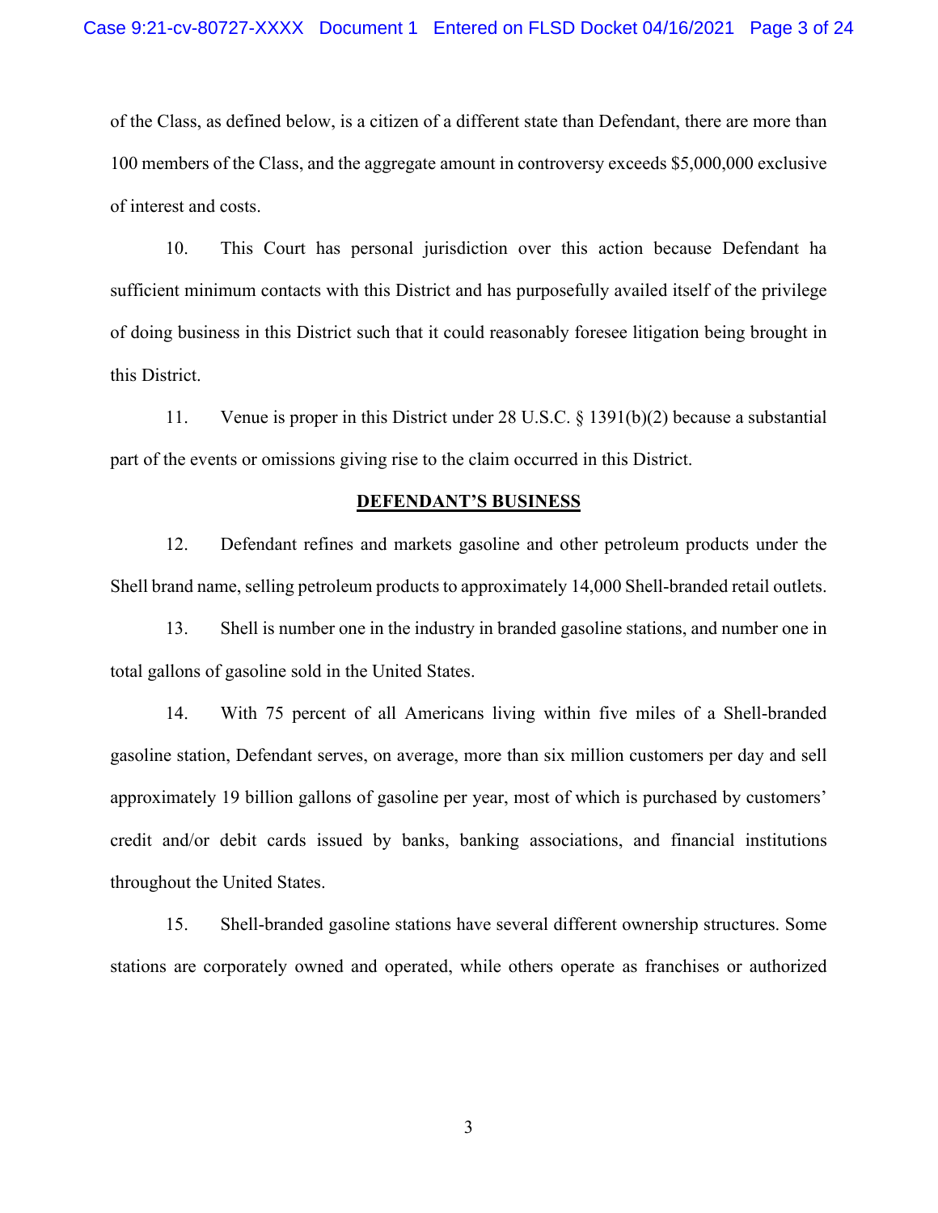of the Class, as defined below, is a citizen of a different state than Defendant, there are more than 100 members of the Class, and the aggregate amount in controversy exceeds $5,000,000 exclusive of interest and costs.

10. This Court has personal jurisdiction over this action because Defendant ha sufficient minimum contacts with this District and has purposefully availed itself of the privilege of doing business in this District such that it could reasonably foresee litigation being brought in this District.

11. Venue is proper in this District under 28 U.S.C. § 1391(b)(2) because a substantial part of the events or omissions giving rise to the claim occurred in this District.

## DEFENDANT'S BUSINESS

12. Defendant refines and markets gasoline and other petroleum products under the Shell brand name, selling petroleum products to approximately 14,000 Shell-branded retail outlets.

13. Shell is number one in the industry in branded gasoline stations, and number one in total gallons of gasoline sold in the United States.

14. With 75 percent of all Americans living within five miles of a Shell-branded gasoline station, Defendant serves, on average, more than six million customers per day and sell approximately 19 billion gallons of gasoline per year, most of which is purchased by customers' credit and/or debit cards issued by banks, banking associations, and financial institutions throughout the United States.

15. Shell-branded gasoline stations have several different ownership structures. Some stations are corporately owned and operated, while others operate as franchises or authorized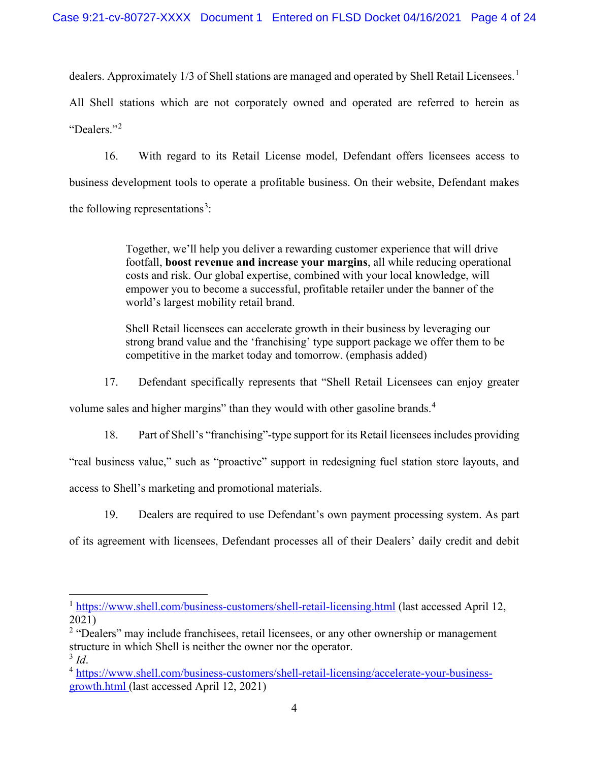dealers. Approximately 1/3 of Shell stations are managed and operated by Shell Retail Licensees.[1] All Shell stations which are not corporately owned and operated are referred to herein as "Dealers."[2]

16. With regard to its Retail License model, Defendant offers licensees access to business development tools to operate a profitable business. On their website, Defendant makes the following representations[3]:

> Together, we'll help you deliver a rewarding customer experience that will drive footfall, **boost revenue and increase your margins**, all while reducing operational costs and risk. Our global expertise, combined with your local knowledge, will empower you to become a successful, profitable retailer under the banner of the world's largest mobility retail brand.
>
> Shell Retail licensees can accelerate growth in their business by leveraging our strong brand value and the 'franchising' type support package we offer them to be competitive in the market today and tomorrow. (emphasis added)

17. Defendant specifically represents that "Shell Retail Licensees can enjoy greater volume sales and higher margins" than they would with other gasoline brands.[4]

18. Part of Shell's "franchising"-type support for its Retail licensees includes providing "real business value," such as "proactive" support in redesigning fuel station store layouts, and access to Shell's marketing and promotional materials.

19. Dealers are required to use Defendant's own payment processing system. As part of its agreement with licensees, Defendant processes all of their Dealers' daily credit and debit

---

[1] https://www.shell.com/business-customers/shell-retail-licensing.html (last accessed April 12, 2021)

[2] "Dealers" may include franchisees, retail licensees, or any other ownership or management structure in which Shell is neither the owner nor the operator.

[3] *Id*.

[4] https://www.shell.com/business-customers/shell-retail-licensing/accelerate-your-business-growth.html (last accessed April 12, 2021)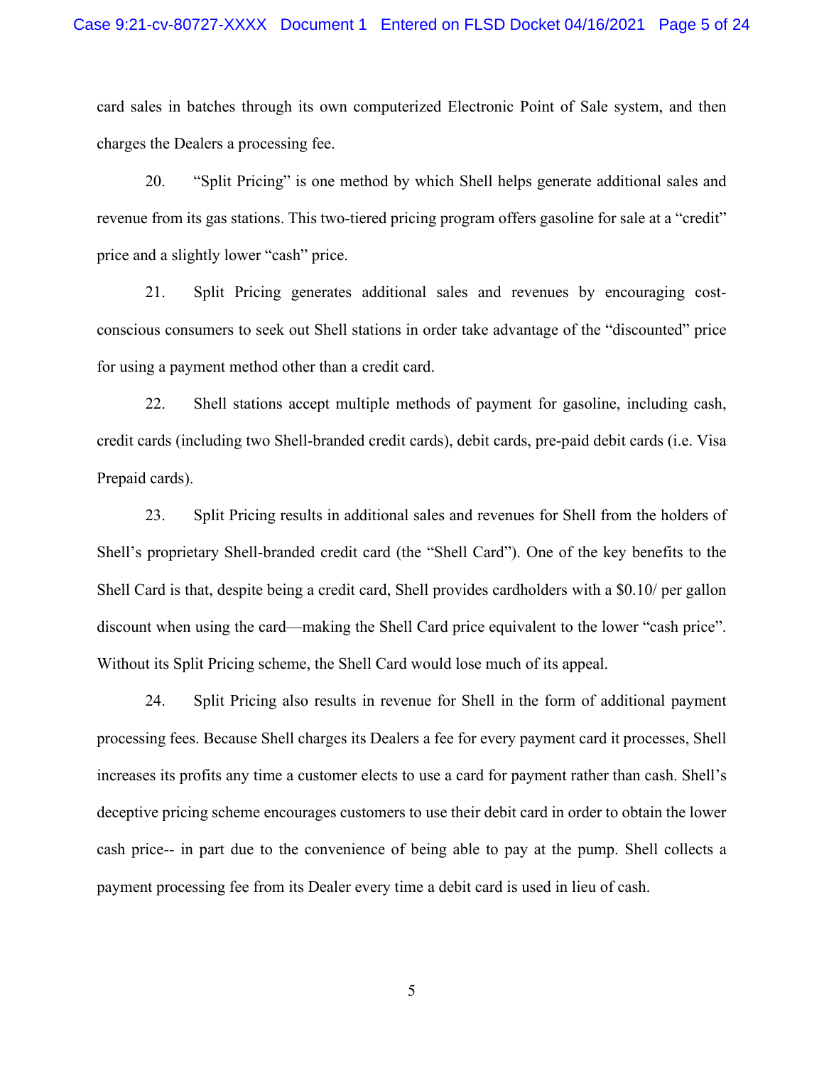card sales in batches through its own computerized Electronic Point of Sale system, and then charges the Dealers a processing fee.

20. "Split Pricing" is one method by which Shell helps generate additional sales and revenue from its gas stations. This two-tiered pricing program offers gasoline for sale at a "credit" price and a slightly lower "cash" price.

21. Split Pricing generates additional sales and revenues by encouraging cost-conscious consumers to seek out Shell stations in order take advantage of the "discounted" price for using a payment method other than a credit card.

22. Shell stations accept multiple methods of payment for gasoline, including cash, credit cards (including two Shell-branded credit cards), debit cards, pre-paid debit cards (i.e. Visa Prepaid cards).

23. Split Pricing results in additional sales and revenues for Shell from the holders of Shell's proprietary Shell-branded credit card (the "Shell Card"). One of the key benefits to the Shell Card is that, despite being a credit card, Shell provides cardholders with a $0.10/ per gallon discount when using the card—making the Shell Card price equivalent to the lower "cash price". Without its Split Pricing scheme, the Shell Card would lose much of its appeal.

24. Split Pricing also results in revenue for Shell in the form of additional payment processing fees. Because Shell charges its Dealers a fee for every payment card it processes, Shell increases its profits any time a customer elects to use a card for payment rather than cash. Shell's deceptive pricing scheme encourages customers to use their debit card in order to obtain the lower cash price-- in part due to the convenience of being able to pay at the pump. Shell collects a payment processing fee from its Dealer every time a debit card is used in lieu of cash.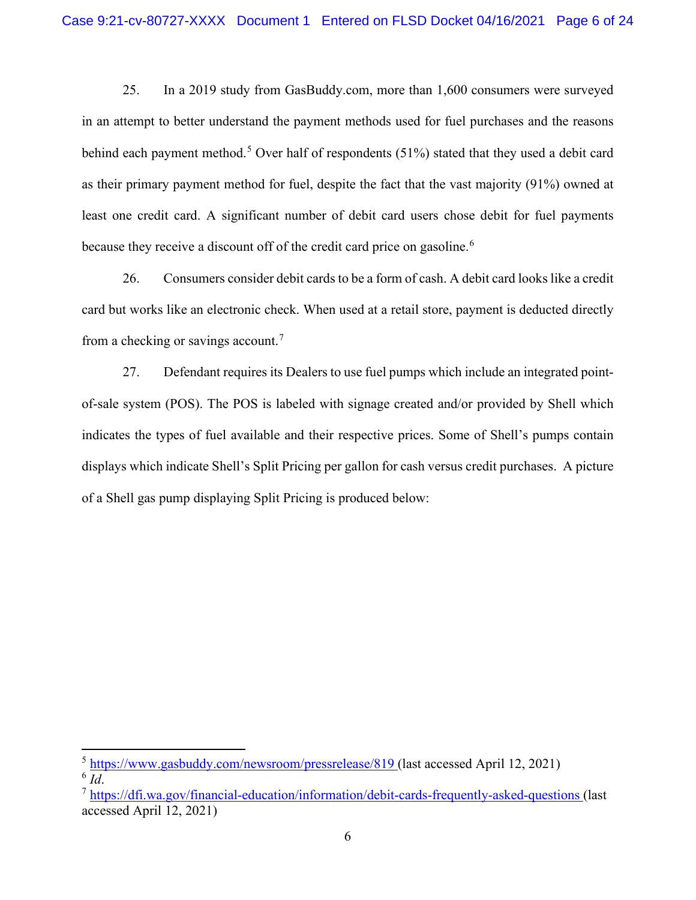25. In a 2019 study from GasBuddy.com, more than 1,600 consumers were surveyed in an attempt to better understand the payment methods used for fuel purchases and the reasons behind each payment method.[5] Over half of respondents (51%) stated that they used a debit card as their primary payment method for fuel, despite the fact that the vast majority (91%) owned at least one credit card. A significant number of debit card users chose debit for fuel payments because they receive a discount off of the credit card price on gasoline.[6]

26. Consumers consider debit cards to be a form of cash. A debit card looks like a credit card but works like an electronic check. When used at a retail store, payment is deducted directly from a checking or savings account.[7]

27. Defendant requires its Dealers to use fuel pumps which include an integrated point-of-sale system (POS). The POS is labeled with signage created and/or provided by Shell which indicates the types of fuel available and their respective prices. Some of Shell's pumps contain displays which indicate Shell's Split Pricing per gallon for cash versus credit purchases. A picture of a Shell gas pump displaying Split Pricing is produced below:

---

[5] https://www.gasbuddy.com/newsroom/pressrelease/819 (last accessed April 12, 2021)

[6] *Id*.

[7] https://dfi.wa.gov/financial-education/information/debit-cards-frequently-asked-questions (last accessed April 12, 2021)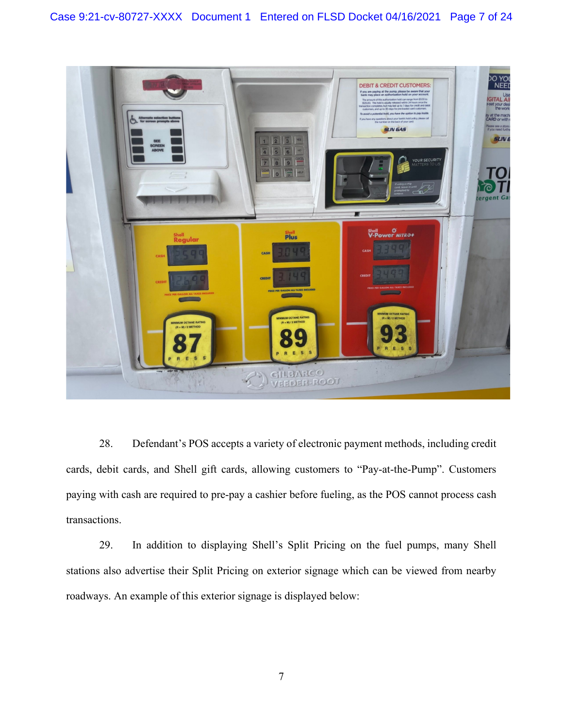28. Defendant's POS accepts a variety of electronic payment methods, including credit cards, debit cards, and Shell gift cards, allowing customers to "Pay-at-the-Pump". Customers paying with cash are required to pre-pay a cashier before fueling, as the POS cannot process cash transactions.

29. In addition to displaying Shell's Split Pricing on the fuel pumps, many Shell stations also advertise their Split Pricing on exterior signage which can be viewed from nearby roadways. An example of this exterior signage is displayed below: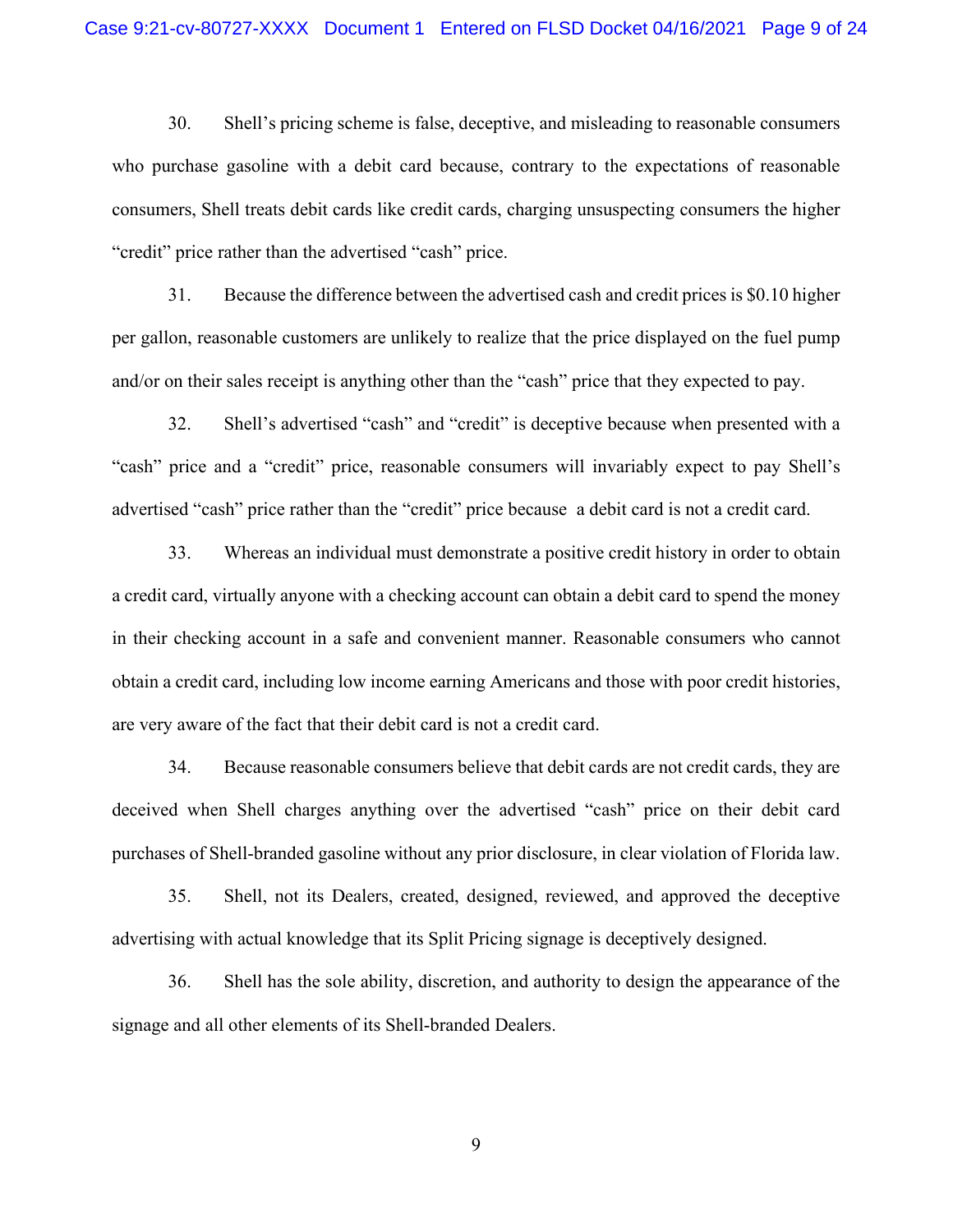30. Shell's pricing scheme is false, deceptive, and misleading to reasonable consumers who purchase gasoline with a debit card because, contrary to the expectations of reasonable consumers, Shell treats debit cards like credit cards, charging unsuspecting consumers the higher "credit" price rather than the advertised "cash" price.

31. Because the difference between the advertised cash and credit prices is $0.10 higher per gallon, reasonable customers are unlikely to realize that the price displayed on the fuel pump and/or on their sales receipt is anything other than the "cash" price that they expected to pay.

32. Shell's advertised "cash" and "credit" is deceptive because when presented with a "cash" price and a "credit" price, reasonable consumers will invariably expect to pay Shell's advertised "cash" price rather than the "credit" price because a debit card is not a credit card.

33. Whereas an individual must demonstrate a positive credit history in order to obtain a credit card, virtually anyone with a checking account can obtain a debit card to spend the money in their checking account in a safe and convenient manner. Reasonable consumers who cannot obtain a credit card, including low income earning Americans and those with poor credit histories, are very aware of the fact that their debit card is not a credit card.

34. Because reasonable consumers believe that debit cards are not credit cards, they are deceived when Shell charges anything over the advertised "cash" price on their debit card purchases of Shell-branded gasoline without any prior disclosure, in clear violation of Florida law.

35. Shell, not its Dealers, created, designed, reviewed, and approved the deceptive advertising with actual knowledge that its Split Pricing signage is deceptively designed.

36. Shell has the sole ability, discretion, and authority to design the appearance of the signage and all other elements of its Shell-branded Dealers.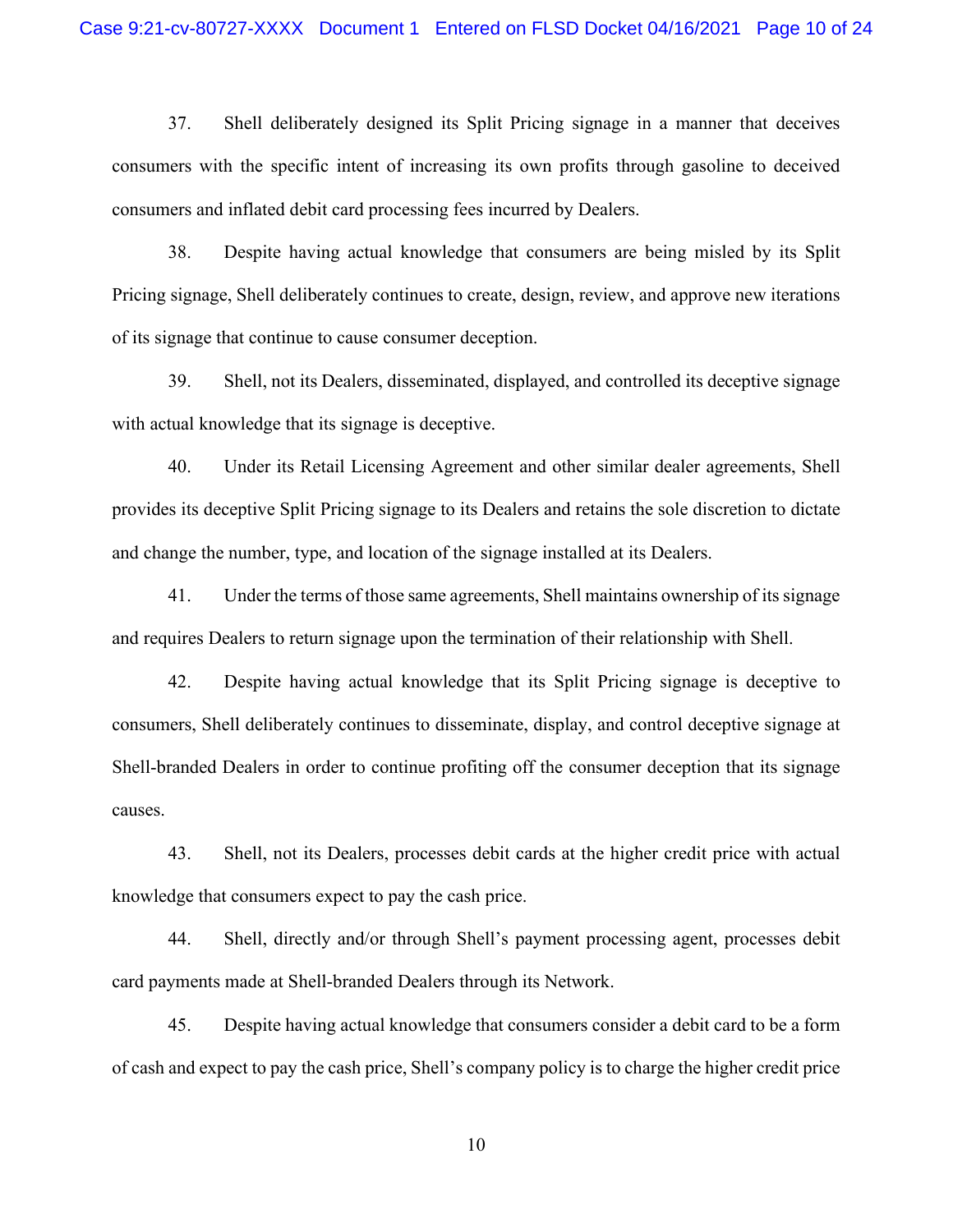37. Shell deliberately designed its Split Pricing signage in a manner that deceives consumers with the specific intent of increasing its own profits through gasoline to deceived consumers and inflated debit card processing fees incurred by Dealers.

38. Despite having actual knowledge that consumers are being misled by its Split Pricing signage, Shell deliberately continues to create, design, review, and approve new iterations of its signage that continue to cause consumer deception.

39. Shell, not its Dealers, disseminated, displayed, and controlled its deceptive signage with actual knowledge that its signage is deceptive.

40. Under its Retail Licensing Agreement and other similar dealer agreements, Shell provides its deceptive Split Pricing signage to its Dealers and retains the sole discretion to dictate and change the number, type, and location of the signage installed at its Dealers.

41. Under the terms of those same agreements, Shell maintains ownership of its signage and requires Dealers to return signage upon the termination of their relationship with Shell.

42. Despite having actual knowledge that its Split Pricing signage is deceptive to consumers, Shell deliberately continues to disseminate, display, and control deceptive signage at Shell-branded Dealers in order to continue profiting off the consumer deception that its signage causes.

43. Shell, not its Dealers, processes debit cards at the higher credit price with actual knowledge that consumers expect to pay the cash price.

44. Shell, directly and/or through Shell's payment processing agent, processes debit card payments made at Shell-branded Dealers through its Network.

45. Despite having actual knowledge that consumers consider a debit card to be a form of cash and expect to pay the cash price, Shell's company policy is to charge the higher credit price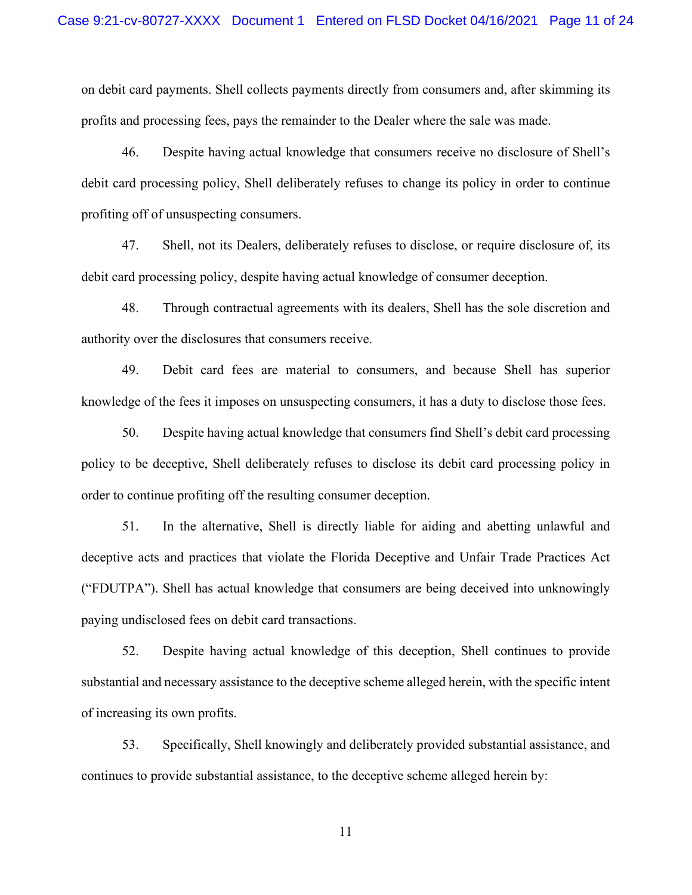on debit card payments. Shell collects payments directly from consumers and, after skimming its profits and processing fees, pays the remainder to the Dealer where the sale was made.

46. Despite having actual knowledge that consumers receive no disclosure of Shell's debit card processing policy, Shell deliberately refuses to change its policy in order to continue profiting off of unsuspecting consumers.

47. Shell, not its Dealers, deliberately refuses to disclose, or require disclosure of, its debit card processing policy, despite having actual knowledge of consumer deception.

48. Through contractual agreements with its dealers, Shell has the sole discretion and authority over the disclosures that consumers receive.

49. Debit card fees are material to consumers, and because Shell has superior knowledge of the fees it imposes on unsuspecting consumers, it has a duty to disclose those fees.

50. Despite having actual knowledge that consumers find Shell's debit card processing policy to be deceptive, Shell deliberately refuses to disclose its debit card processing policy in order to continue profiting off the resulting consumer deception.

51. In the alternative, Shell is directly liable for aiding and abetting unlawful and deceptive acts and practices that violate the Florida Deceptive and Unfair Trade Practices Act ("FDUTPA"). Shell has actual knowledge that consumers are being deceived into unknowingly paying undisclosed fees on debit card transactions.

52. Despite having actual knowledge of this deception, Shell continues to provide substantial and necessary assistance to the deceptive scheme alleged herein, with the specific intent of increasing its own profits.

53. Specifically, Shell knowingly and deliberately provided substantial assistance, and continues to provide substantial assistance, to the deceptive scheme alleged herein by: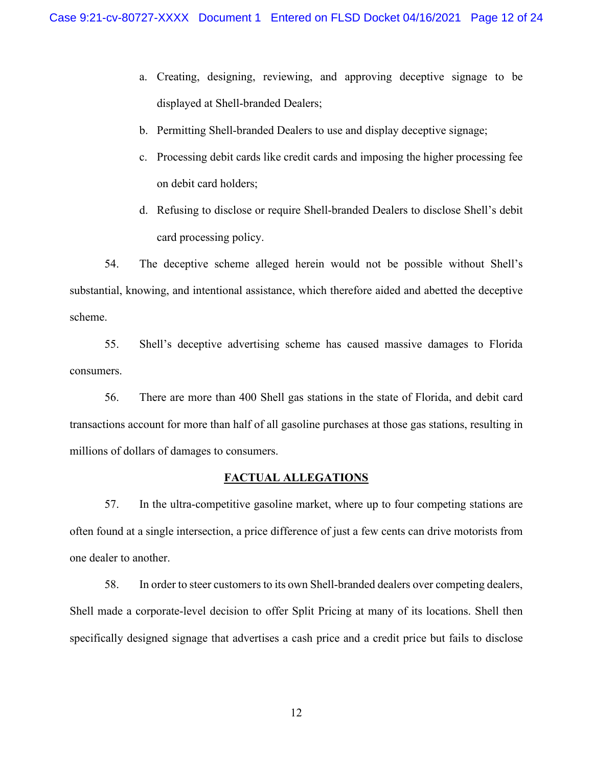a. Creating, designing, reviewing, and approving deceptive signage to be displayed at Shell-branded Dealers;

b. Permitting Shell-branded Dealers to use and display deceptive signage;

c. Processing debit cards like credit cards and imposing the higher processing fee on debit card holders;

d. Refusing to disclose or require Shell-branded Dealers to disclose Shell's debit card processing policy.

54. The deceptive scheme alleged herein would not be possible without Shell's substantial, knowing, and intentional assistance, which therefore aided and abetted the deceptive scheme.

55. Shell's deceptive advertising scheme has caused massive damages to Florida consumers.

56. There are more than 400 Shell gas stations in the state of Florida, and debit card transactions account for more than half of all gasoline purchases at those gas stations, resulting in millions of dollars of damages to consumers.

## FACTUAL ALLEGATIONS

57. In the ultra-competitive gasoline market, where up to four competing stations are often found at a single intersection, a price difference of just a few cents can drive motorists from one dealer to another.

58. In order to steer customers to its own Shell-branded dealers over competing dealers, Shell made a corporate-level decision to offer Split Pricing at many of its locations. Shell then specifically designed signage that advertises a cash price and a credit price but fails to disclose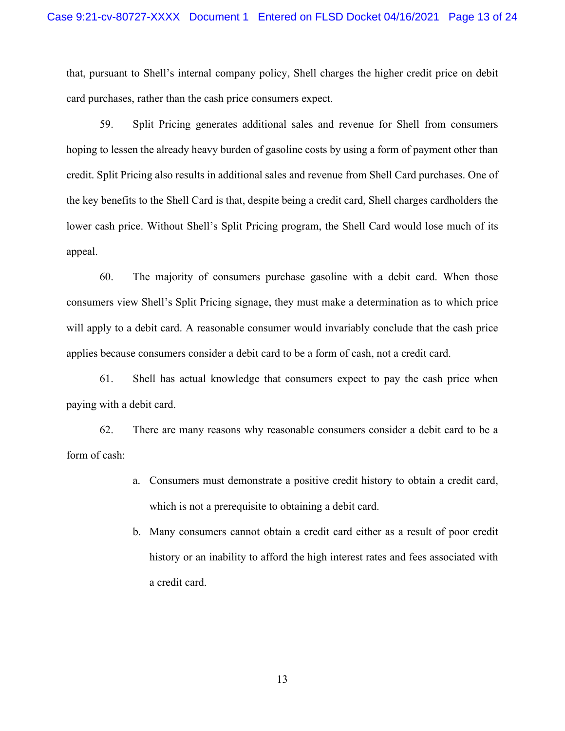that, pursuant to Shell's internal company policy, Shell charges the higher credit price on debit card purchases, rather than the cash price consumers expect.

59. Split Pricing generates additional sales and revenue for Shell from consumers hoping to lessen the already heavy burden of gasoline costs by using a form of payment other than credit. Split Pricing also results in additional sales and revenue from Shell Card purchases. One of the key benefits to the Shell Card is that, despite being a credit card, Shell charges cardholders the lower cash price. Without Shell's Split Pricing program, the Shell Card would lose much of its appeal.

60. The majority of consumers purchase gasoline with a debit card. When those consumers view Shell's Split Pricing signage, they must make a determination as to which price will apply to a debit card. A reasonable consumer would invariably conclude that the cash price applies because consumers consider a debit card to be a form of cash, not a credit card.

61. Shell has actual knowledge that consumers expect to pay the cash price when paying with a debit card.

62. There are many reasons why reasonable consumers consider a debit card to be a form of cash:

a. Consumers must demonstrate a positive credit history to obtain a credit card, which is not a prerequisite to obtaining a debit card.

b. Many consumers cannot obtain a credit card either as a result of poor credit history or an inability to afford the high interest rates and fees associated with a credit card.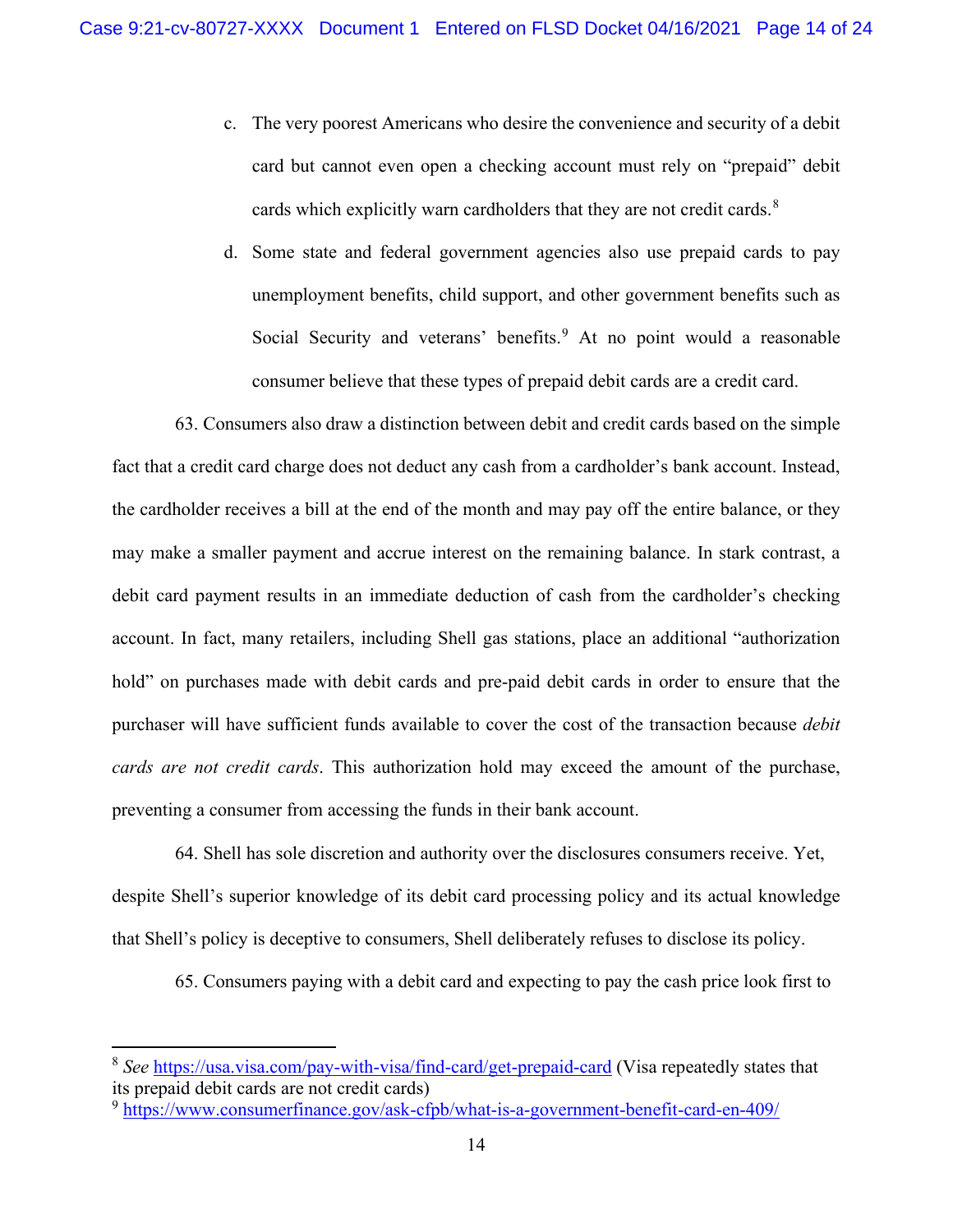c. The very poorest Americans who desire the convenience and security of a debit card but cannot even open a checking account must rely on "prepaid" debit cards which explicitly warn cardholders that they are not credit cards.[8]

d. Some state and federal government agencies also use prepaid cards to pay unemployment benefits, child support, and other government benefits such as Social Security and veterans' benefits.[9] At no point would a reasonable consumer believe that these types of prepaid debit cards are a credit card.

63. Consumers also draw a distinction between debit and credit cards based on the simple fact that a credit card charge does not deduct any cash from a cardholder's bank account. Instead, the cardholder receives a bill at the end of the month and may pay off the entire balance, or they may make a smaller payment and accrue interest on the remaining balance. In stark contrast, a debit card payment results in an immediate deduction of cash from the cardholder's checking account. In fact, many retailers, including Shell gas stations, place an additional "authorization hold" on purchases made with debit cards and pre-paid debit cards in order to ensure that the purchaser will have sufficient funds available to cover the cost of the transaction because *debit cards are not credit cards*. This authorization hold may exceed the amount of the purchase, preventing a consumer from accessing the funds in their bank account.

64. Shell has sole discretion and authority over the disclosures consumers receive. Yet, despite Shell's superior knowledge of its debit card processing policy and its actual knowledge that Shell's policy is deceptive to consumers, Shell deliberately refuses to disclose its policy.

65. Consumers paying with a debit card and expecting to pay the cash price look first to

---

[8] *See* https://usa.visa.com/pay-with-visa/find-card/get-prepaid-card (Visa repeatedly states that its prepaid debit cards are not credit cards)

[9] https://www.consumerfinance.gov/ask-cfpb/what-is-a-government-benefit-card-en-409/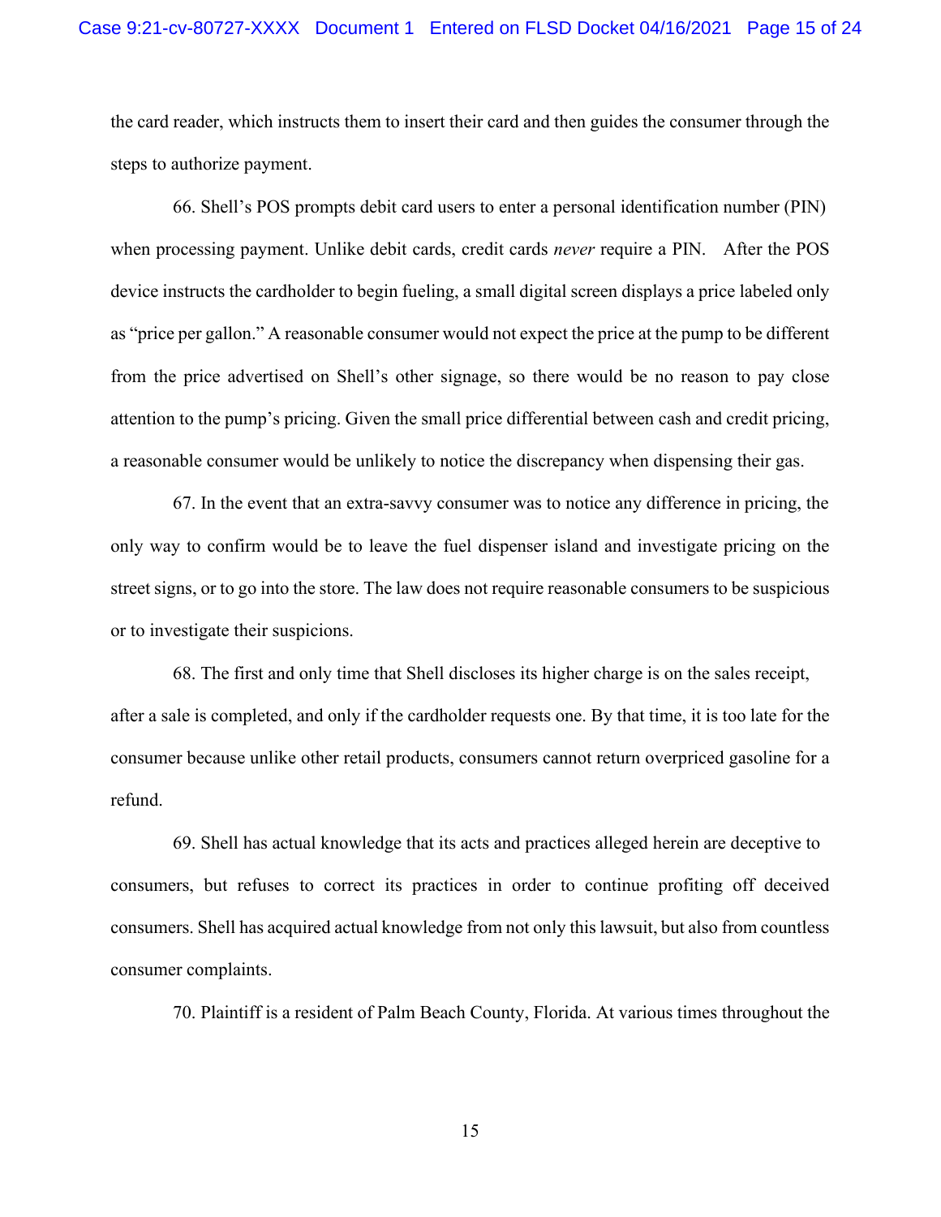the card reader, which instructs them to insert their card and then guides the consumer through the steps to authorize payment.

66. Shell's POS prompts debit card users to enter a personal identification number (PIN) when processing payment. Unlike debit cards, credit cards *never* require a PIN. After the POS device instructs the cardholder to begin fueling, a small digital screen displays a price labeled only as "price per gallon." A reasonable consumer would not expect the price at the pump to be different from the price advertised on Shell's other signage, so there would be no reason to pay close attention to the pump's pricing. Given the small price differential between cash and credit pricing, a reasonable consumer would be unlikely to notice the discrepancy when dispensing their gas.

67. In the event that an extra-savvy consumer was to notice any difference in pricing, the only way to confirm would be to leave the fuel dispenser island and investigate pricing on the street signs, or to go into the store. The law does not require reasonable consumers to be suspicious or to investigate their suspicions.

68. The first and only time that Shell discloses its higher charge is on the sales receipt, after a sale is completed, and only if the cardholder requests one. By that time, it is too late for the consumer because unlike other retail products, consumers cannot return overpriced gasoline for a refund.

69. Shell has actual knowledge that its acts and practices alleged herein are deceptive to consumers, but refuses to correct its practices in order to continue profiting off deceived consumers. Shell has acquired actual knowledge from not only this lawsuit, but also from countless consumer complaints.

70. Plaintiff is a resident of Palm Beach County, Florida. At various times throughout the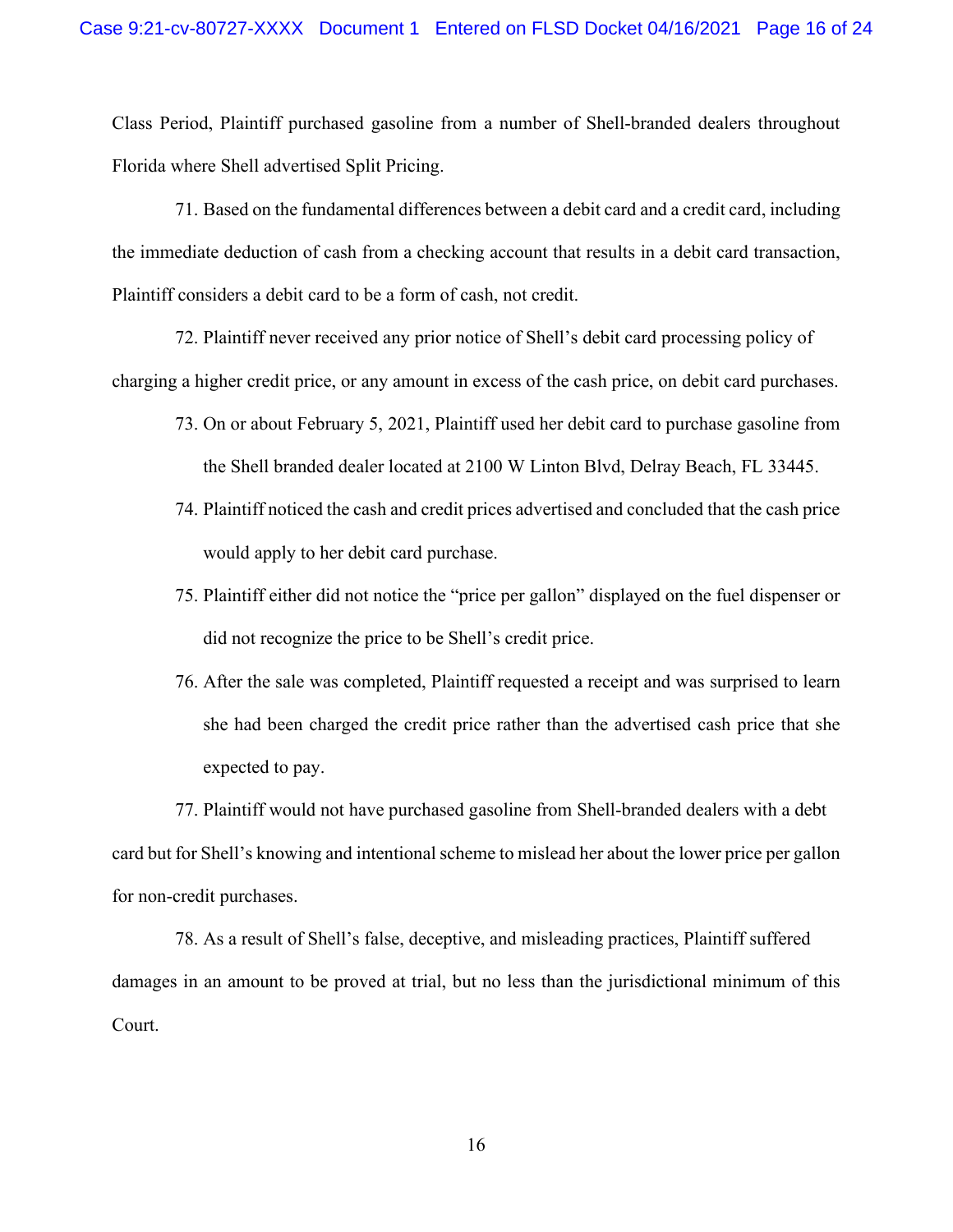Class Period, Plaintiff purchased gasoline from a number of Shell-branded dealers throughout Florida where Shell advertised Split Pricing.

71. Based on the fundamental differences between a debit card and a credit card, including the immediate deduction of cash from a checking account that results in a debit card transaction, Plaintiff considers a debit card to be a form of cash, not credit.

72. Plaintiff never received any prior notice of Shell's debit card processing policy of charging a higher credit price, or any amount in excess of the cash price, on debit card purchases.

73. On or about February 5, 2021, Plaintiff used her debit card to purchase gasoline from the Shell branded dealer located at 2100 W Linton Blvd, Delray Beach, FL 33445.

74. Plaintiff noticed the cash and credit prices advertised and concluded that the cash price would apply to her debit card purchase.

75. Plaintiff either did not notice the "price per gallon" displayed on the fuel dispenser or did not recognize the price to be Shell's credit price.

76. After the sale was completed, Plaintiff requested a receipt and was surprised to learn she had been charged the credit price rather than the advertised cash price that she expected to pay.

77. Plaintiff would not have purchased gasoline from Shell-branded dealers with a debt card but for Shell's knowing and intentional scheme to mislead her about the lower price per gallon for non-credit purchases.

78. As a result of Shell's false, deceptive, and misleading practices, Plaintiff suffered damages in an amount to be proved at trial, but no less than the jurisdictional minimum of this Court.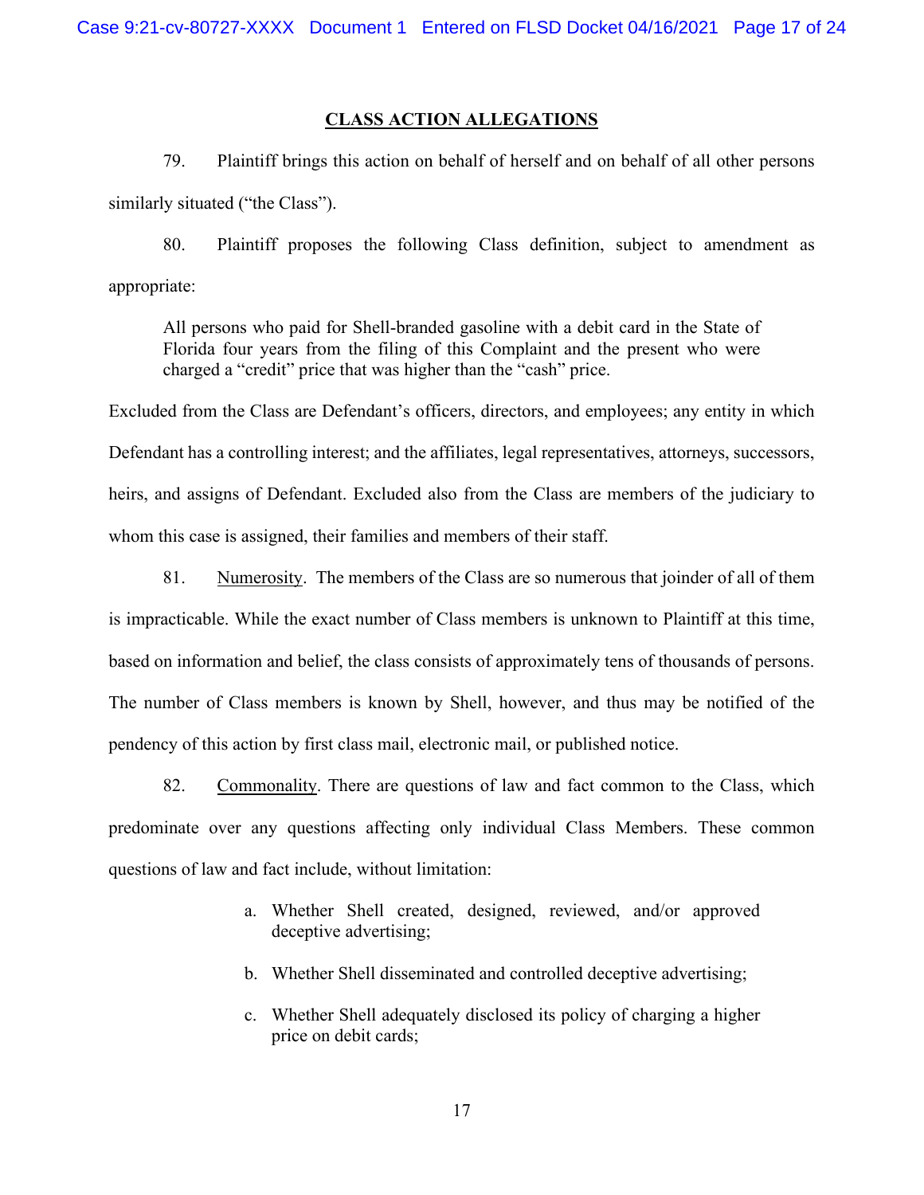## CLASS ACTION ALLEGATIONS

79. Plaintiff brings this action on behalf of herself and on behalf of all other persons similarly situated ("the Class").

80. Plaintiff proposes the following Class definition, subject to amendment as appropriate:

> All persons who paid for Shell-branded gasoline with a debit card in the State of Florida four years from the filing of this Complaint and the present who were charged a "credit" price that was higher than the "cash" price.

Excluded from the Class are Defendant's officers, directors, and employees; any entity in which Defendant has a controlling interest; and the affiliates, legal representatives, attorneys, successors, heirs, and assigns of Defendant. Excluded also from the Class are members of the judiciary to whom this case is assigned, their families and members of their staff.

81. Numerosity. The members of the Class are so numerous that joinder of all of them is impracticable. While the exact number of Class members is unknown to Plaintiff at this time, based on information and belief, the class consists of approximately tens of thousands of persons. The number of Class members is known by Shell, however, and thus may be notified of the pendency of this action by first class mail, electronic mail, or published notice.

82. Commonality. There are questions of law and fact common to the Class, which predominate over any questions affecting only individual Class Members. These common questions of law and fact include, without limitation:

a. Whether Shell created, designed, reviewed, and/or approved deceptive advertising;

b. Whether Shell disseminated and controlled deceptive advertising;

c. Whether Shell adequately disclosed its policy of charging a higher price on debit cards;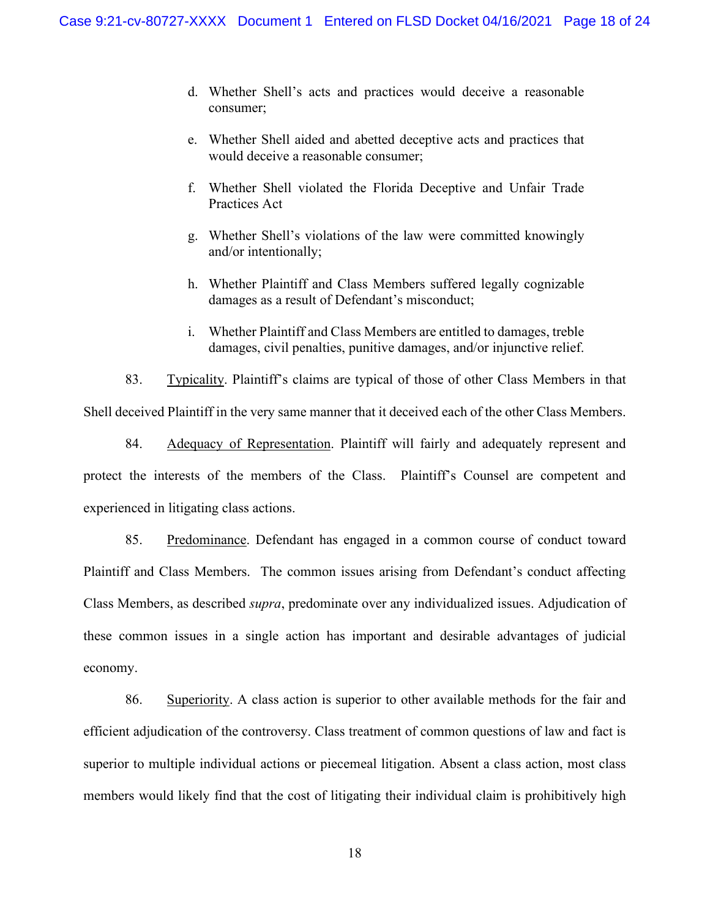d. Whether Shell's acts and practices would deceive a reasonable consumer;

e. Whether Shell aided and abetted deceptive acts and practices that would deceive a reasonable consumer;

f. Whether Shell violated the Florida Deceptive and Unfair Trade Practices Act

g. Whether Shell's violations of the law were committed knowingly and/or intentionally;

h. Whether Plaintiff and Class Members suffered legally cognizable damages as a result of Defendant's misconduct;

i. Whether Plaintiff and Class Members are entitled to damages, treble damages, civil penalties, punitive damages, and/or injunctive relief.

83. Typicality. Plaintiff's claims are typical of those of other Class Members in that Shell deceived Plaintiff in the very same manner that it deceived each of the other Class Members.

84. Adequacy of Representation. Plaintiff will fairly and adequately represent and protect the interests of the members of the Class. Plaintiff's Counsel are competent and experienced in litigating class actions.

85. Predominance. Defendant has engaged in a common course of conduct toward Plaintiff and Class Members. The common issues arising from Defendant's conduct affecting Class Members, as described *supra*, predominate over any individualized issues. Adjudication of these common issues in a single action has important and desirable advantages of judicial economy.

86. Superiority. A class action is superior to other available methods for the fair and efficient adjudication of the controversy. Class treatment of common questions of law and fact is superior to multiple individual actions or piecemeal litigation. Absent a class action, most class members would likely find that the cost of litigating their individual claim is prohibitively high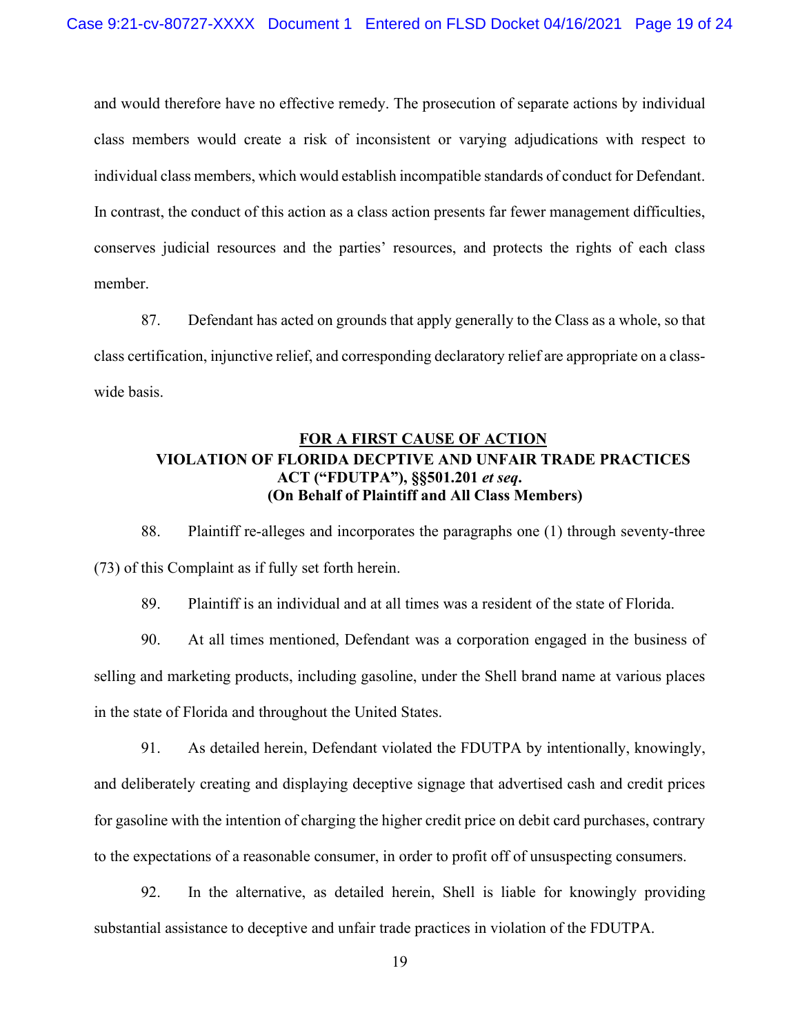and would therefore have no effective remedy. The prosecution of separate actions by individual class members would create a risk of inconsistent or varying adjudications with respect to individual class members, which would establish incompatible standards of conduct for Defendant. In contrast, the conduct of this action as a class action presents far fewer management difficulties, conserves judicial resources and the parties' resources, and protects the rights of each class member.

87. Defendant has acted on grounds that apply generally to the Class as a whole, so that class certification, injunctive relief, and corresponding declaratory relief are appropriate on a class-wide basis.

**FOR A FIRST CAUSE OF ACTION**
**VIOLATION OF FLORIDA DECPTIVE AND UNFAIR TRADE PRACTICES ACT ("FDUTPA"), §§501.201 *et seq.***
**(On Behalf of Plaintiff and All Class Members)**

88. Plaintiff re-alleges and incorporates the paragraphs one (1) through seventy-three (73) of this Complaint as if fully set forth herein.

89. Plaintiff is an individual and at all times was a resident of the state of Florida.

90. At all times mentioned, Defendant was a corporation engaged in the business of selling and marketing products, including gasoline, under the Shell brand name at various places in the state of Florida and throughout the United States.

91. As detailed herein, Defendant violated the FDUTPA by intentionally, knowingly, and deliberately creating and displaying deceptive signage that advertised cash and credit prices for gasoline with the intention of charging the higher credit price on debit card purchases, contrary to the expectations of a reasonable consumer, in order to profit off of unsuspecting consumers.

92. In the alternative, as detailed herein, Shell is liable for knowingly providing substantial assistance to deceptive and unfair trade practices in violation of the FDUTPA.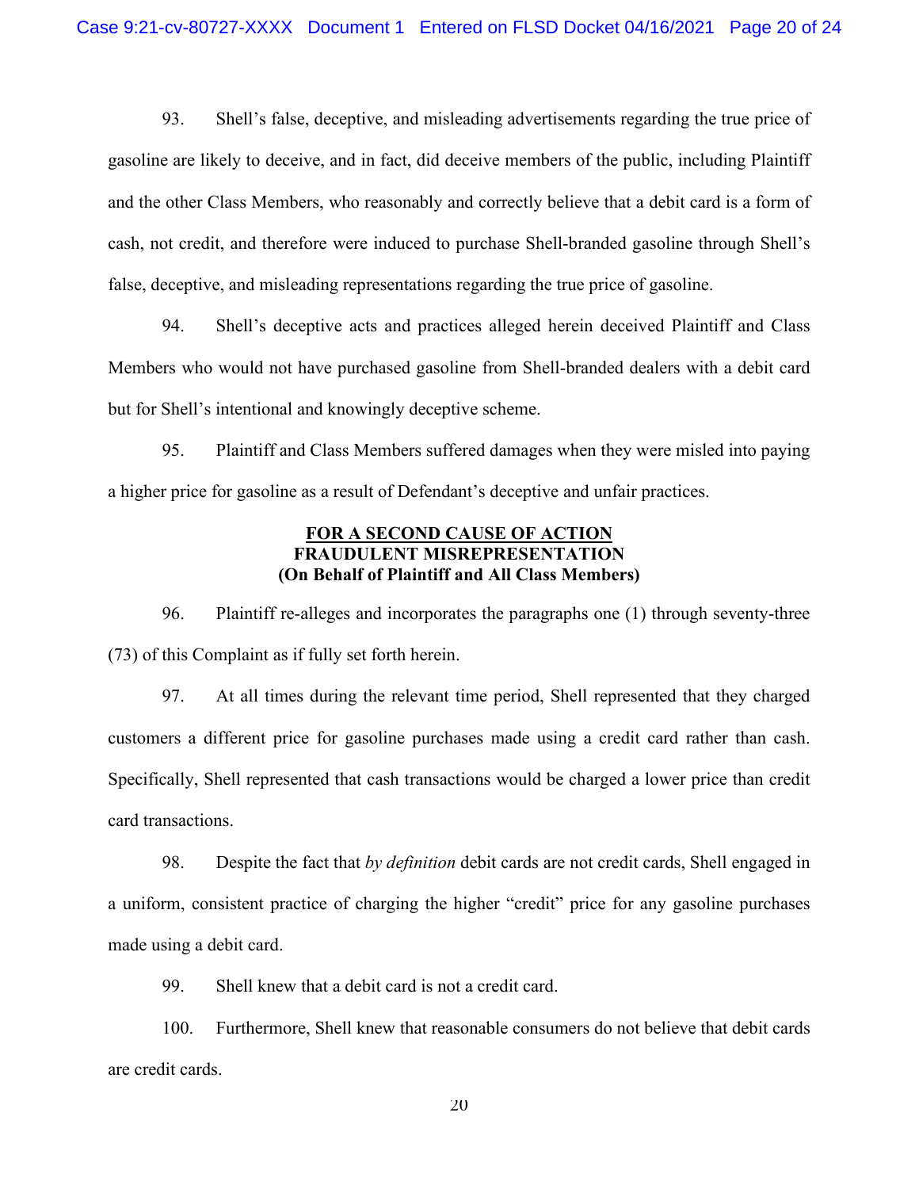93. Shell's false, deceptive, and misleading advertisements regarding the true price of gasoline are likely to deceive, and in fact, did deceive members of the public, including Plaintiff and the other Class Members, who reasonably and correctly believe that a debit card is a form of cash, not credit, and therefore were induced to purchase Shell-branded gasoline through Shell's false, deceptive, and misleading representations regarding the true price of gasoline.

94. Shell's deceptive acts and practices alleged herein deceived Plaintiff and Class Members who would not have purchased gasoline from Shell-branded dealers with a debit card but for Shell's intentional and knowingly deceptive scheme.

95. Plaintiff and Class Members suffered damages when they were misled into paying a higher price for gasoline as a result of Defendant's deceptive and unfair practices.

**<u>FOR A SECOND CAUSE OF ACTION</u>**
**FRAUDULENT MISREPRESENTATION**
**(On Behalf of Plaintiff and All Class Members)**

96. Plaintiff re-alleges and incorporates the paragraphs one (1) through seventy-three (73) of this Complaint as if fully set forth herein.

97. At all times during the relevant time period, Shell represented that they charged customers a different price for gasoline purchases made using a credit card rather than cash. Specifically, Shell represented that cash transactions would be charged a lower price than credit card transactions.

98. Despite the fact that *by definition* debit cards are not credit cards, Shell engaged in a uniform, consistent practice of charging the higher "credit" price for any gasoline purchases made using a debit card.

99. Shell knew that a debit card is not a credit card.

100. Furthermore, Shell knew that reasonable consumers do not believe that debit cards are credit cards.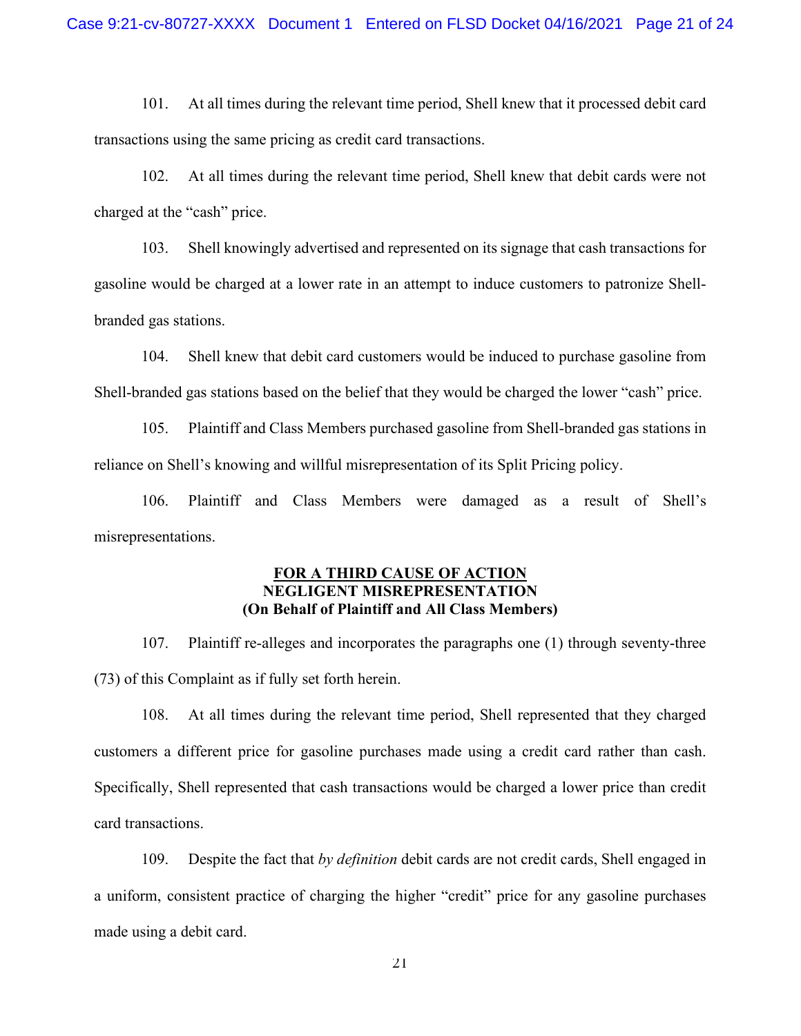101. At all times during the relevant time period, Shell knew that it processed debit card transactions using the same pricing as credit card transactions.

102. At all times during the relevant time period, Shell knew that debit cards were not charged at the "cash" price.

103. Shell knowingly advertised and represented on its signage that cash transactions for gasoline would be charged at a lower rate in an attempt to induce customers to patronize Shell-branded gas stations.

104. Shell knew that debit card customers would be induced to purchase gasoline from Shell-branded gas stations based on the belief that they would be charged the lower "cash" price.

105. Plaintiff and Class Members purchased gasoline from Shell-branded gas stations in reliance on Shell's knowing and willful misrepresentation of its Split Pricing policy.

106. Plaintiff and Class Members were damaged as a result of Shell's misrepresentations.

**<u>FOR A THIRD CAUSE OF ACTION</u>**
**NEGLIGENT MISREPRESENTATION**
**(On Behalf of Plaintiff and All Class Members)**

107. Plaintiff re-alleges and incorporates the paragraphs one (1) through seventy-three (73) of this Complaint as if fully set forth herein.

108. At all times during the relevant time period, Shell represented that they charged customers a different price for gasoline purchases made using a credit card rather than cash. Specifically, Shell represented that cash transactions would be charged a lower price than credit card transactions.

109. Despite the fact that *by definition* debit cards are not credit cards, Shell engaged in a uniform, consistent practice of charging the higher "credit" price for any gasoline purchases made using a debit card.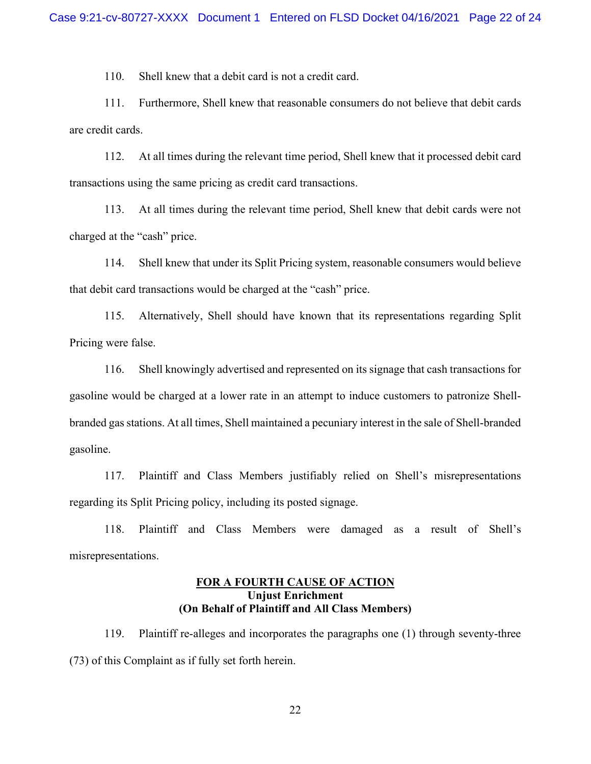110. Shell knew that a debit card is not a credit card.

111. Furthermore, Shell knew that reasonable consumers do not believe that debit cards are credit cards.

112. At all times during the relevant time period, Shell knew that it processed debit card transactions using the same pricing as credit card transactions.

113. At all times during the relevant time period, Shell knew that debit cards were not charged at the "cash" price.

114. Shell knew that under its Split Pricing system, reasonable consumers would believe that debit card transactions would be charged at the "cash" price.

115. Alternatively, Shell should have known that its representations regarding Split Pricing were false.

116. Shell knowingly advertised and represented on its signage that cash transactions for gasoline would be charged at a lower rate in an attempt to induce customers to patronize Shell-branded gas stations. At all times, Shell maintained a pecuniary interest in the sale of Shell-branded gasoline.

117. Plaintiff and Class Members justifiably relied on Shell's misrepresentations regarding its Split Pricing policy, including its posted signage.

118. Plaintiff and Class Members were damaged as a result of Shell's misrepresentations.

<u>**FOR A FOURTH CAUSE OF ACTION**</u>
**Unjust Enrichment**
**(On Behalf of Plaintiff and All Class Members)**

119. Plaintiff re-alleges and incorporates the paragraphs one (1) through seventy-three (73) of this Complaint as if fully set forth herein.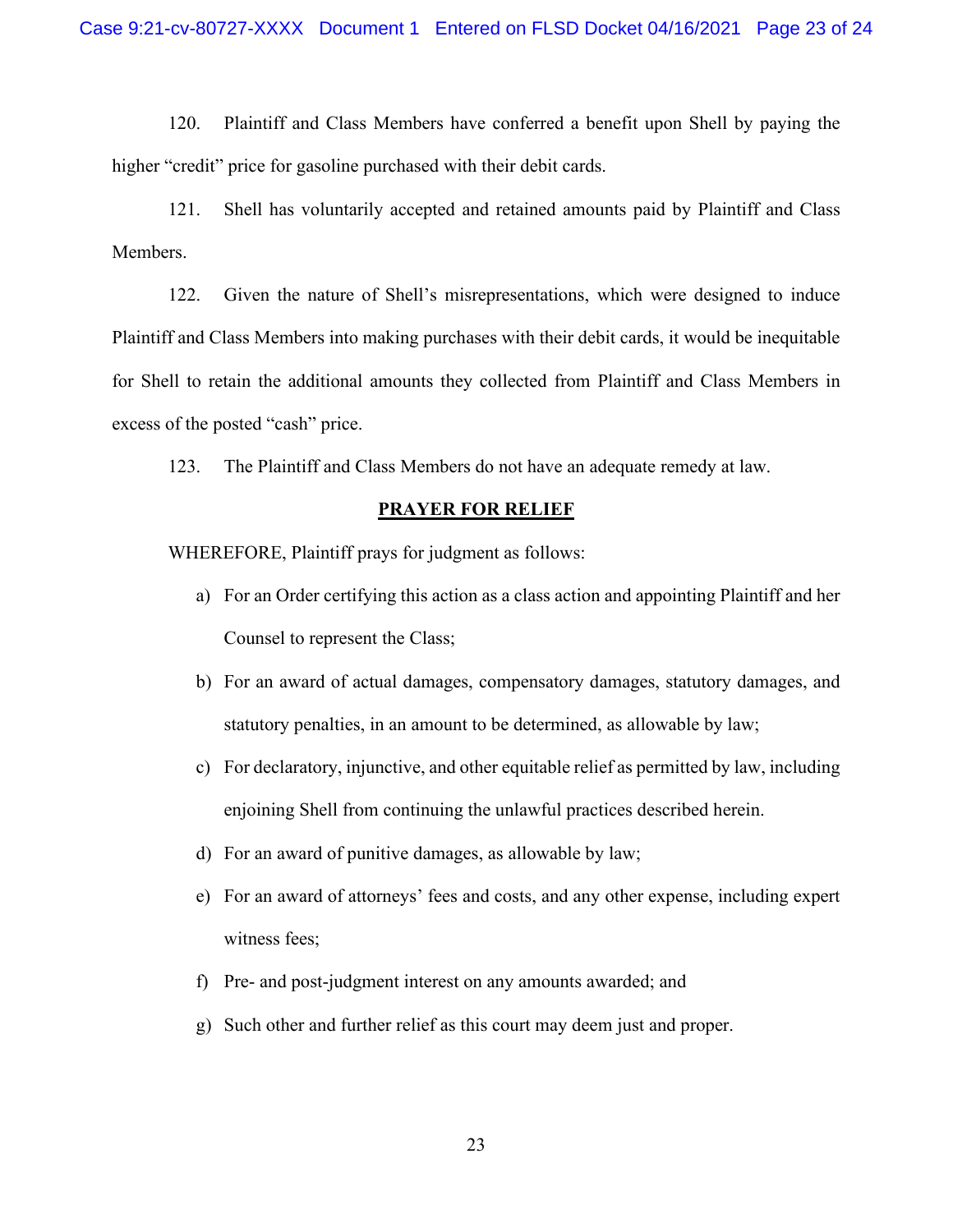120. Plaintiff and Class Members have conferred a benefit upon Shell by paying the higher "credit" price for gasoline purchased with their debit cards.

121. Shell has voluntarily accepted and retained amounts paid by Plaintiff and Class Members.

122. Given the nature of Shell's misrepresentations, which were designed to induce Plaintiff and Class Members into making purchases with their debit cards, it would be inequitable for Shell to retain the additional amounts they collected from Plaintiff and Class Members in excess of the posted "cash" price.

123. The Plaintiff and Class Members do not have an adequate remedy at law.

## PRAYER FOR RELIEF

WHEREFORE, Plaintiff prays for judgment as follows:

a) For an Order certifying this action as a class action and appointing Plaintiff and her Counsel to represent the Class;

b) For an award of actual damages, compensatory damages, statutory damages, and statutory penalties, in an amount to be determined, as allowable by law;

c) For declaratory, injunctive, and other equitable relief as permitted by law, including enjoining Shell from continuing the unlawful practices described herein.

d) For an award of punitive damages, as allowable by law;

e) For an award of attorneys' fees and costs, and any other expense, including expert witness fees;

f) Pre- and post-judgment interest on any amounts awarded; and

g) Such other and further relief as this court may deem just and proper.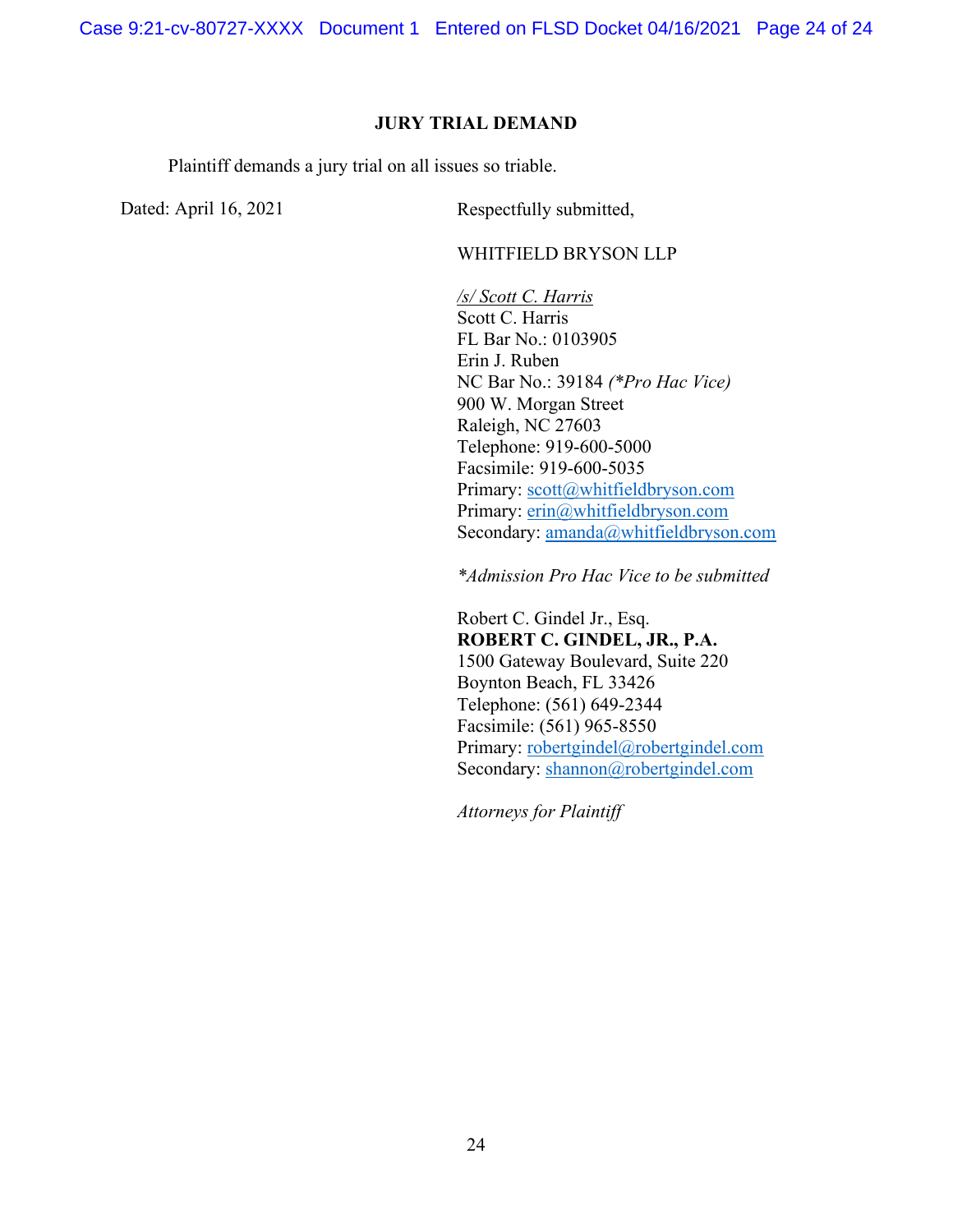## JURY TRIAL DEMAND

Plaintiff demands a jury trial on all issues so triable.

Dated: April 16, 2021

Respectfully submitted,

WHITFIELD BRYSON LLP

*/s/ Scott C. Harris*
Scott C. Harris
FL Bar No.: 0103905
Erin J. Ruben
NC Bar No.: 39184 *(*Pro Hac Vice)*
900 W. Morgan Street
Raleigh, NC 27603
Telephone: 919-600-5000
Facsimile: 919-600-5035
Primary: scott@whitfieldbryson.com
Primary: erin@whitfieldbryson.com
Secondary: amanda@whitfieldbryson.com

**Admission Pro Hac Vice to be submitted*

Robert C. Gindel Jr., Esq.
**ROBERT C. GINDEL, JR., P.A.**
1500 Gateway Boulevard, Suite 220
Boynton Beach, FL 33426
Telephone: (561) 649-2344
Facsimile: (561) 965-8550
Primary: robertgindel@robertgindel.com
Secondary: shannon@robertgindel.com

*Attorneys for Plaintiff*